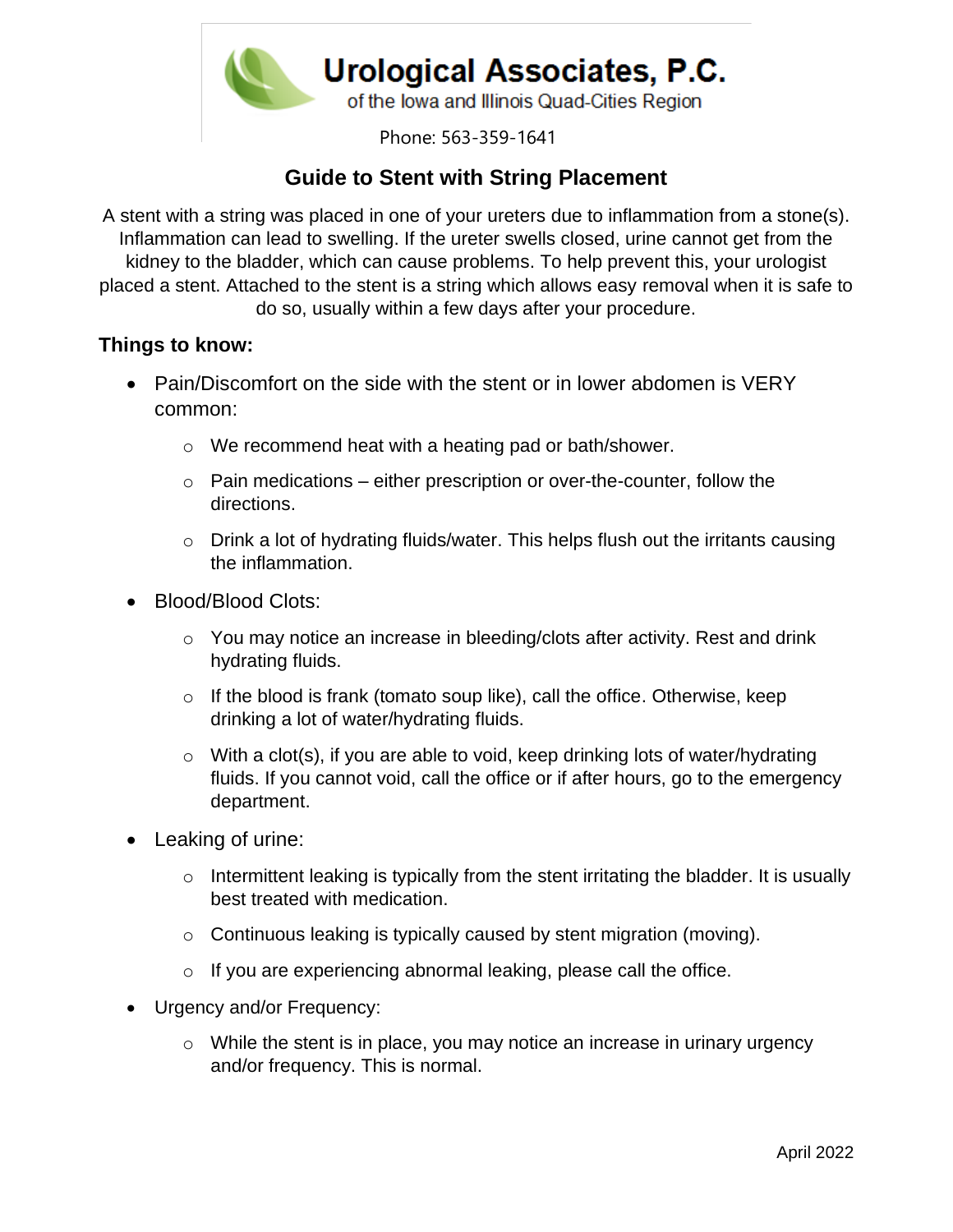**Urological Associates, P.C.**
of the Iowa and Illinois Quad-Cities Region

Phone: 563-359-1641

# Guide to Stent with String Placement

A stent with a string was placed in one of your ureters due to inflammation from a stone(s). Inflammation can lead to swelling. If the ureter swells closed, urine cannot get from the kidney to the bladder, which can cause problems. To help prevent this, your urologist placed a stent. Attached to the stent is a string which allows easy removal when it is safe to do so, usually within a few days after your procedure.

**Things to know:**

- Pain/Discomfort on the side with the stent or in lower abdomen is VERY common:
  - We recommend heat with a heating pad or bath/shower.
  - Pain medications – either prescription or over-the-counter, follow the directions.
  - Drink a lot of hydrating fluids/water. This helps flush out the irritants causing the inflammation.
- Blood/Blood Clots:
  - You may notice an increase in bleeding/clots after activity. Rest and drink hydrating fluids.
  - If the blood is frank (tomato soup like), call the office. Otherwise, keep drinking a lot of water/hydrating fluids.
  - With a clot(s), if you are able to void, keep drinking lots of water/hydrating fluids. If you cannot void, call the office or if after hours, go to the emergency department.
- Leaking of urine:
  - Intermittent leaking is typically from the stent irritating the bladder. It is usually best treated with medication.
  - Continuous leaking is typically caused by stent migration (moving).
  - If you are experiencing abnormal leaking, please call the office.
- Urgency and/or Frequency:
  - While the stent is in place, you may notice an increase in urinary urgency and/or frequency. This is normal.

April 2022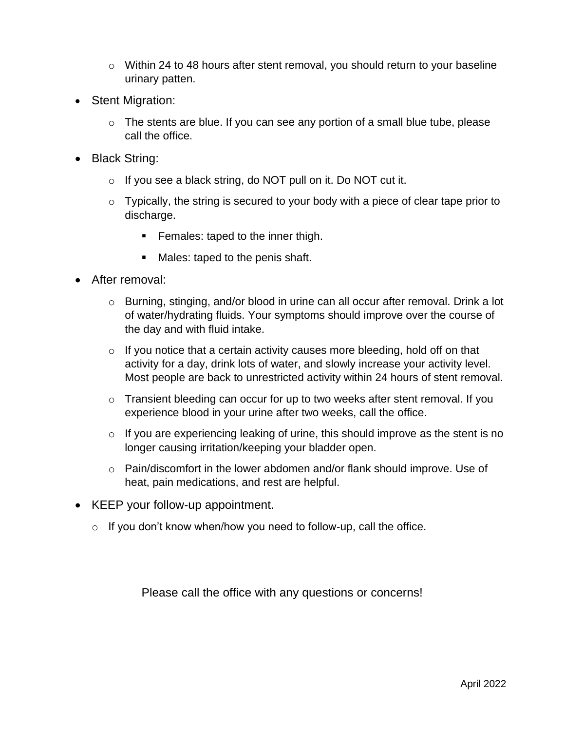- Within 24 to 48 hours after stent removal, you should return to your baseline urinary patten.

- Stent Migration:
  - The stents are blue. If you can see any portion of a small blue tube, please call the office.

- Black String:
  - If you see a black string, do NOT pull on it. Do NOT cut it.
  - Typically, the string is secured to your body with a piece of clear tape prior to discharge.
    - Females: taped to the inner thigh.
    - Males: taped to the penis shaft.

- After removal:
  - Burning, stinging, and/or blood in urine can all occur after removal. Drink a lot of water/hydrating fluids. Your symptoms should improve over the course of the day and with fluid intake.
  - If you notice that a certain activity causes more bleeding, hold off on that activity for a day, drink lots of water, and slowly increase your activity level. Most people are back to unrestricted activity within 24 hours of stent removal.
  - Transient bleeding can occur for up to two weeks after stent removal. If you experience blood in your urine after two weeks, call the office.
  - If you are experiencing leaking of urine, this should improve as the stent is no longer causing irritation/keeping your bladder open.
  - Pain/discomfort in the lower abdomen and/or flank should improve. Use of heat, pain medications, and rest are helpful.

- KEEP your follow-up appointment.
  - If you don't know when/how you need to follow-up, call the office.

Please call the office with any questions or concerns!

April 2022